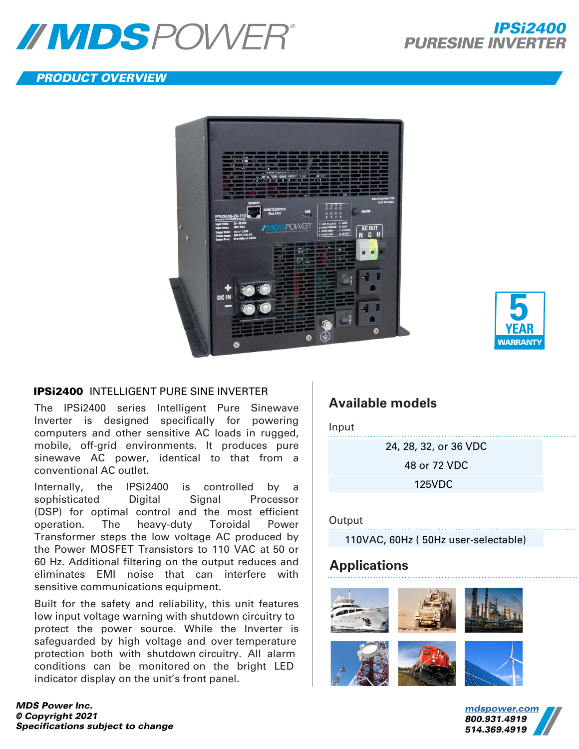# IPSi2400 PURESINE INVERTER

## PRODUCT OVERVIEW

5 YEAR WARRANTY

**IPSi2400** INTELLIGENT PURE SINE INVERTER

The IPSi2400 series Intelligent Pure Sinewave Inverter is designed specifically for powering computers and other sensitive AC loads in rugged, mobile, off-grid environments. It produces pure sinewave AC power, identical to that from a conventional AC outlet.

Internally, the IPSi2400 is controlled by a sophisticated Digital Signal Processor (DSP) for optimal control and the most efficient operation. The heavy-duty Toroidal Power Transformer steps the low voltage AC produced by the Power MOSFET Transistors to 110 VAC at 50 or 60 Hz. Additional filtering on the output reduces and eliminates EMI noise that can interfere with sensitive communications equipment.

Built for the safety and reliability, this unit features low input voltage warning with shutdown circuitry to protect the power source. While the Inverter is safeguarded by high voltage and over temperature protection both with shutdown circuitry. All alarm conditions can be monitored on the bright LED indicator display on the unit's front panel.

## Available models

Input

| |
|---|
| 24, 28, 32, or 36 VDC |
| 48 or 72 VDC |
| 125VDC |

Output

| |
|---|
| 110VAC, 60Hz ( 50Hz user-selectable) |

## Applications

*MDS Power Inc.*
*© Copyright 2021*
*Specifications subject to change*

mdspower.com
800.931.4919
514.369.4919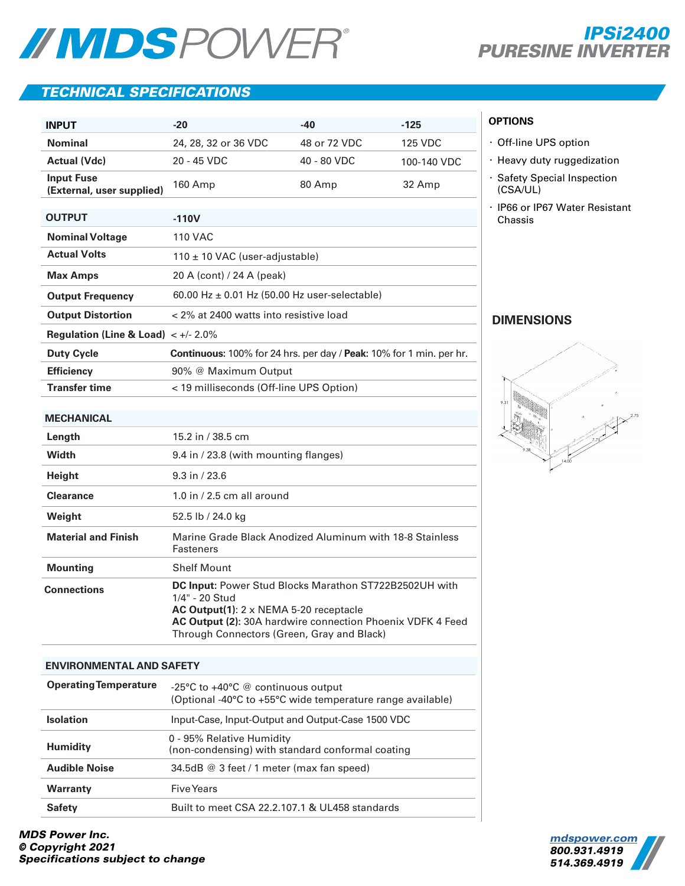# IPSi2400 PURESINE INVERTER

## TECHNICAL SPECIFICATIONS

| INPUT | -20 | -40 | -125 |
|---|---|---|---|
| Nominal | 24, 28, 32 or 36 VDC | 48 or 72 VDC | 125 VDC |
| Actual (Vdc) | 20 - 45 VDC | 40 - 80 VDC | 100-140 VDC |
| Input Fuse (External, user supplied) | 160 Amp | 80 Amp | 32 Amp |

| OUTPUT | -110V |
|---|---|
| Nominal Voltage | 110 VAC |
| Actual Volts | 110 ± 10 VAC (user-adjustable) |
| Max Amps | 20 A (cont) / 24 A (peak) |
| Output Frequency | 60.00 Hz ± 0.01 Hz (50.00 Hz user-selectable) |
| Output Distortion | < 2% at 2400 watts into resistive load |
| Regulation (Line & Load) | < +/- 2.0% |
| Duty Cycle | **Continuous:** 100% for 24 hrs. per day / **Peak:** 10% for 1 min. per hr. |
| Efficiency | 90% @ Maximum Output |
| Transfer time | < 19 milliseconds (Off-line UPS Option) |

| MECHANICAL | |
|---|---|
| Length | 15.2 in / 38.5 cm |
| Width | 9.4 in / 23.8 (with mounting flanges) |
| Height | 9.3 in / 23.6 |
| Clearance | 1.0 in / 2.5 cm all around |
| Weight | 52.5 lb / 24.0 kg |
| Material and Finish | Marine Grade Black Anodized Aluminum with 18-8 Stainless Fasteners |
| Mounting | Shelf Mount |
| Connections | **DC Input:** Power Stud Blocks Marathon ST722B2502UH with 1/4" - 20 Stud<br>**AC Output(1)**: 2 x NEMA 5-20 receptacle<br>**AC Output (2):** 30A hardwire connection Phoenix VDFK 4 Feed Through Connectors (Green, Gray and Black) |

| ENVIRONMENTAL AND SAFETY | |
|---|---|
| Operating Temperature | -25°C to +40°C @ continuous output<br>(Optional -40°C to +55°C wide temperature range available) |
| Isolation | Input-Case, Input-Output and Output-Case 1500 VDC |
| Humidity | 0 - 95% Relative Humidity<br>(non-condensing) with standard conformal coating |
| Audible Noise | 34.5dB @ 3 feet / 1 meter (max fan speed) |
| Warranty | Five Years |
| Safety | Built to meet CSA 22.2.107.1 & UL458 standards |

### OPTIONS

- Off-line UPS option
- Heavy duty ruggedization
- Safety Special Inspection (CSA/UL)
- IP66 or IP67 Water Resistant Chassis

### DIMENSIONS

9.31
2.75
7.75
9.38
14.00

*MDS Power Inc.*
*© Copyright 2021*
*Specifications subject to change*

*mdspower.com*
*800.931.4919*
*514.369.4919*